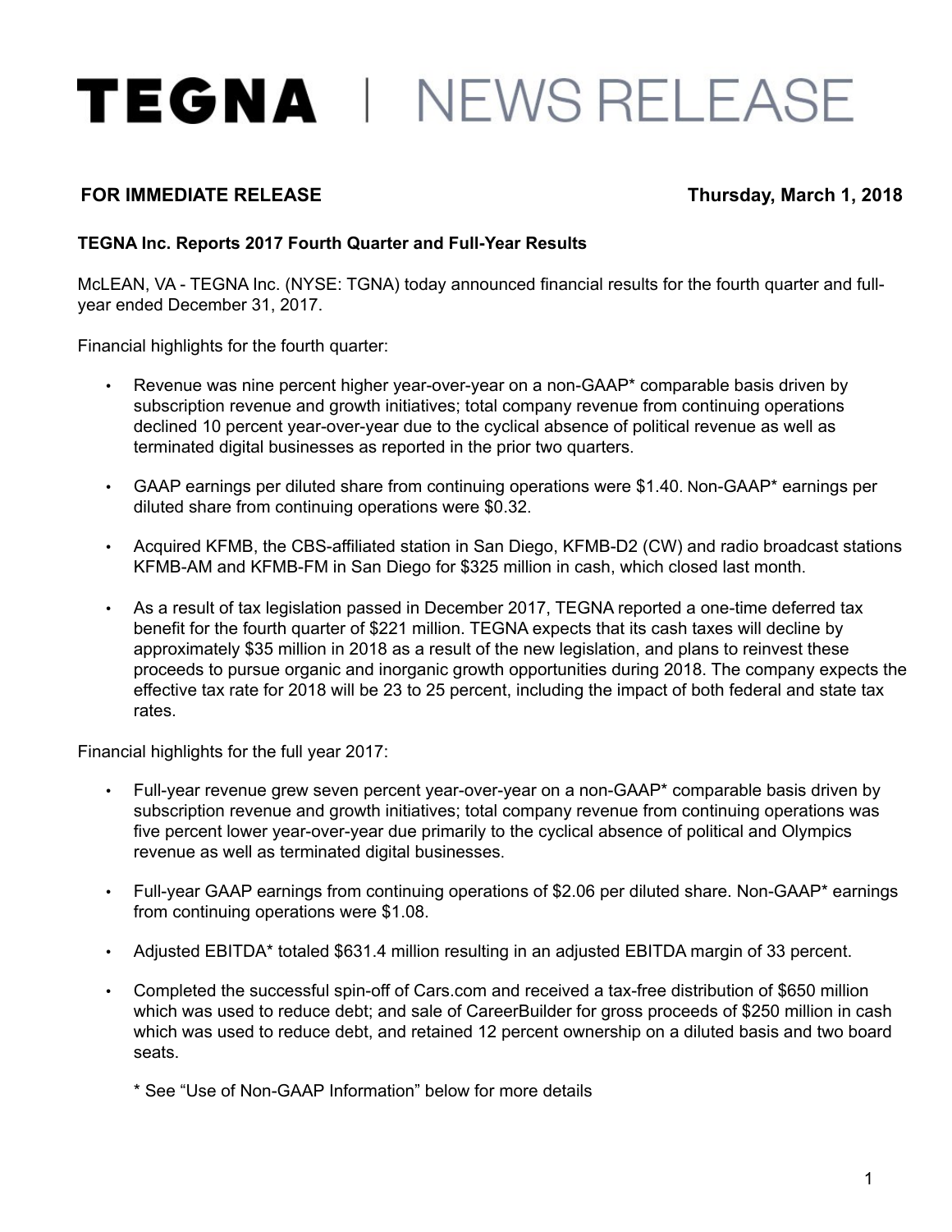# TEGNA | NEWS RELEASE

**FOR IMMEDIATE RELEASE** **Thursday, March 1, 2018**

**TEGNA Inc. Reports 2017 Fourth Quarter and Full-Year Results**

McLEAN, VA - TEGNA Inc. (NYSE: TGNA) today announced financial results for the fourth quarter and full-year ended December 31, 2017.

Financial highlights for the fourth quarter:

- Revenue was nine percent higher year-over-year on a non-GAAP* comparable basis driven by subscription revenue and growth initiatives; total company revenue from continuing operations declined 10 percent year-over-year due to the cyclical absence of political revenue as well as terminated digital businesses as reported in the prior two quarters.
- GAAP earnings per diluted share from continuing operations were $1.40. Non-GAAP* earnings per diluted share from continuing operations were $0.32.
- Acquired KFMB, the CBS-affiliated station in San Diego, KFMB-D2 (CW) and radio broadcast stations KFMB-AM and KFMB-FM in San Diego for $325 million in cash, which closed last month.
- As a result of tax legislation passed in December 2017, TEGNA reported a one-time deferred tax benefit for the fourth quarter of $221 million. TEGNA expects that its cash taxes will decline by approximately $35 million in 2018 as a result of the new legislation, and plans to reinvest these proceeds to pursue organic and inorganic growth opportunities during 2018. The company expects the effective tax rate for 2018 will be 23 to 25 percent, including the impact of both federal and state tax rates.

Financial highlights for the full year 2017:

- Full-year revenue grew seven percent year-over-year on a non-GAAP* comparable basis driven by subscription revenue and growth initiatives; total company revenue from continuing operations was five percent lower year-over-year due primarily to the cyclical absence of political and Olympics revenue as well as terminated digital businesses.
- Full-year GAAP earnings from continuing operations of $2.06 per diluted share. Non-GAAP* earnings from continuing operations were $1.08.
- Adjusted EBITDA* totaled $631.4 million resulting in an adjusted EBITDA margin of 33 percent.
- Completed the successful spin-off of Cars.com and received a tax-free distribution of $650 million which was used to reduce debt; and sale of CareerBuilder for gross proceeds of $250 million in cash which was used to reduce debt, and retained 12 percent ownership on a diluted basis and two board seats.

  * See "Use of Non-GAAP Information" below for more details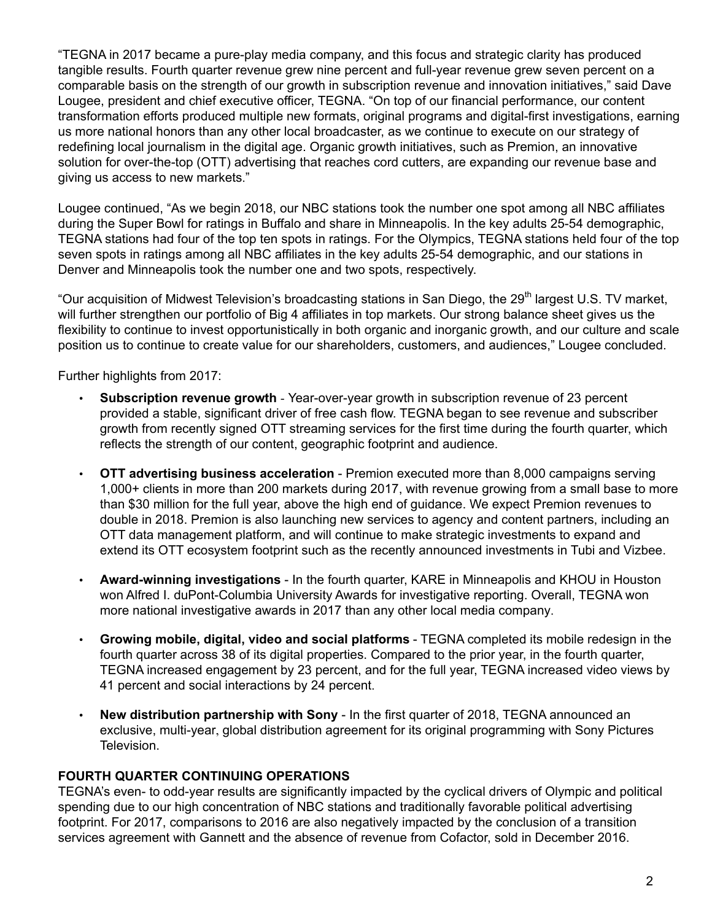"TEGNA in 2017 became a pure-play media company, and this focus and strategic clarity has produced tangible results. Fourth quarter revenue grew nine percent and full-year revenue grew seven percent on a comparable basis on the strength of our growth in subscription revenue and innovation initiatives," said Dave Lougee, president and chief executive officer, TEGNA. "On top of our financial performance, our content transformation efforts produced multiple new formats, original programs and digital-first investigations, earning us more national honors than any other local broadcaster, as we continue to execute on our strategy of redefining local journalism in the digital age. Organic growth initiatives, such as Premion, an innovative solution for over-the-top (OTT) advertising that reaches cord cutters, are expanding our revenue base and giving us access to new markets."

Lougee continued, "As we begin 2018, our NBC stations took the number one spot among all NBC affiliates during the Super Bowl for ratings in Buffalo and share in Minneapolis. In the key adults 25-54 demographic, TEGNA stations had four of the top ten spots in ratings. For the Olympics, TEGNA stations held four of the top seven spots in ratings among all NBC affiliates in the key adults 25-54 demographic, and our stations in Denver and Minneapolis took the number one and two spots, respectively.

"Our acquisition of Midwest Television's broadcasting stations in San Diego, the 29th largest U.S. TV market, will further strengthen our portfolio of Big 4 affiliates in top markets. Our strong balance sheet gives us the flexibility to continue to invest opportunistically in both organic and inorganic growth, and our culture and scale position us to continue to create value for our shareholders, customers, and audiences," Lougee concluded.

Further highlights from 2017:

- **Subscription revenue growth** - Year-over-year growth in subscription revenue of 23 percent provided a stable, significant driver of free cash flow. TEGNA began to see revenue and subscriber growth from recently signed OTT streaming services for the first time during the fourth quarter, which reflects the strength of our content, geographic footprint and audience.

- **OTT advertising business acceleration** - Premion executed more than 8,000 campaigns serving 1,000+ clients in more than 200 markets during 2017, with revenue growing from a small base to more than $30 million for the full year, above the high end of guidance. We expect Premion revenues to double in 2018. Premion is also launching new services to agency and content partners, including an OTT data management platform, and will continue to make strategic investments to expand and extend its OTT ecosystem footprint such as the recently announced investments in Tubi and Vizbee.

- **Award-winning investigations** - In the fourth quarter, KARE in Minneapolis and KHOU in Houston won Alfred I. duPont-Columbia University Awards for investigative reporting. Overall, TEGNA won more national investigative awards in 2017 than any other local media company.

- **Growing mobile, digital, video and social platforms** - TEGNA completed its mobile redesign in the fourth quarter across 38 of its digital properties. Compared to the prior year, in the fourth quarter, TEGNA increased engagement by 23 percent, and for the full year, TEGNA increased video views by 41 percent and social interactions by 24 percent.

- **New distribution partnership with Sony** - In the first quarter of 2018, TEGNA announced an exclusive, multi-year, global distribution agreement for its original programming with Sony Pictures Television.

**FOURTH QUARTER CONTINUING OPERATIONS**

TEGNA's even- to odd-year results are significantly impacted by the cyclical drivers of Olympic and political spending due to our high concentration of NBC stations and traditionally favorable political advertising footprint. For 2017, comparisons to 2016 are also negatively impacted by the conclusion of a transition services agreement with Gannett and the absence of revenue from Cofactor, sold in December 2016.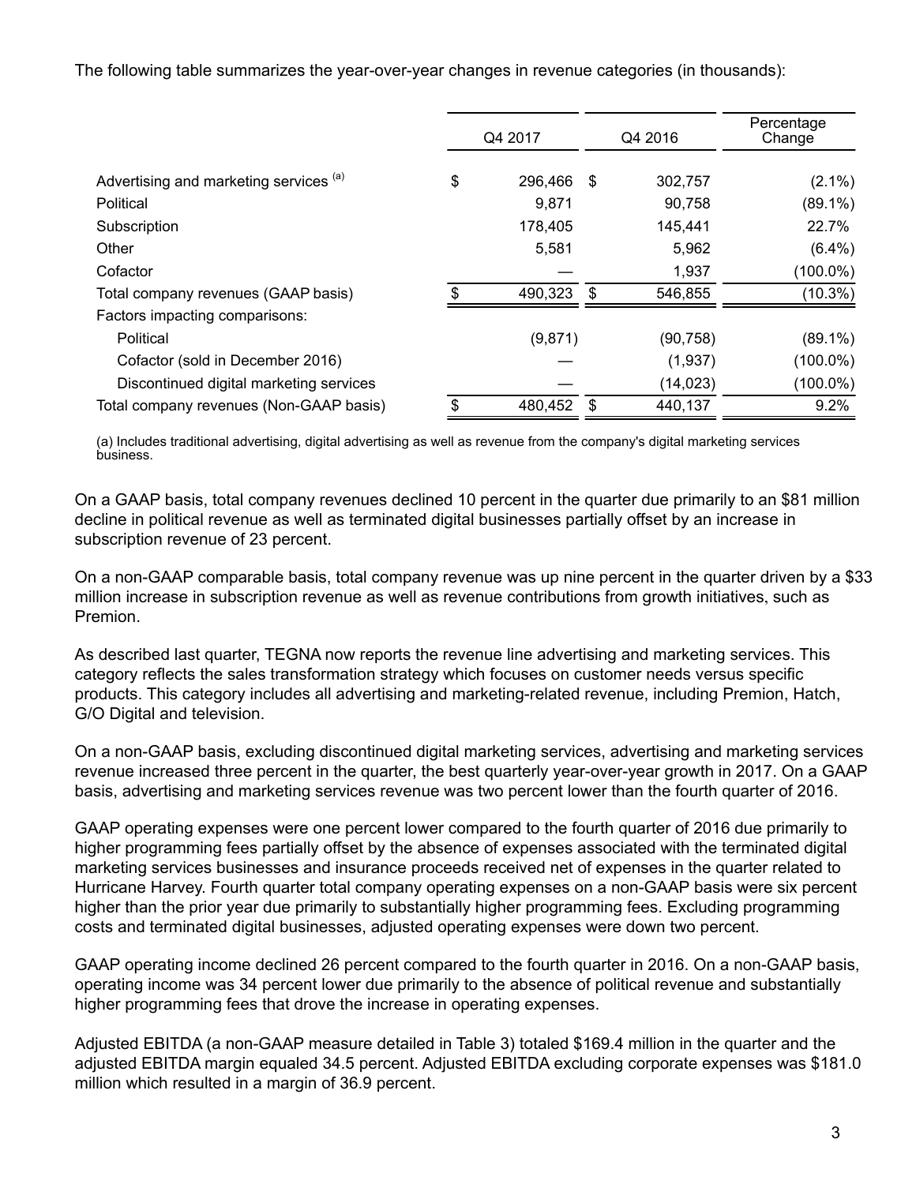The following table summarizes the year-over-year changes in revenue categories (in thousands):

| | Q4 2017 | Q4 2016 | Percentage Change |
|---|---|---|---|
| Advertising and marketing services [(a)] | $ 296,466 | $ 302,757 | (2.1%) |
| Political | 9,871 | 90,758 | (89.1%) |
| Subscription | 178,405 | 145,441 | 22.7% |
| Other | 5,581 | 5,962 | (6.4%) |
| Cofactor | — | 1,937 | (100.0%) |
| Total company revenues (GAAP basis) | $ 490,323 | $ 546,855 | (10.3%) |
| Factors impacting comparisons: | | | |
| Political | (9,871) | (90,758) | (89.1%) |
| Cofactor (sold in December 2016) | — | (1,937) | (100.0%) |
| Discontinued digital marketing services | — | (14,023) | (100.0%) |
| Total company revenues (Non-GAAP basis) | $ 480,452 | $ 440,137 | 9.2% |

(a) Includes traditional advertising, digital advertising as well as revenue from the company's digital marketing services business.

On a GAAP basis, total company revenues declined 10 percent in the quarter due primarily to an $81 million decline in political revenue as well as terminated digital businesses partially offset by an increase in subscription revenue of 23 percent.

On a non-GAAP comparable basis, total company revenue was up nine percent in the quarter driven by a $33 million increase in subscription revenue as well as revenue contributions from growth initiatives, such as Premion.

As described last quarter, TEGNA now reports the revenue line advertising and marketing services. This category reflects the sales transformation strategy which focuses on customer needs versus specific products. This category includes all advertising and marketing-related revenue, including Premion, Hatch, G/O Digital and television.

On a non-GAAP basis, excluding discontinued digital marketing services, advertising and marketing services revenue increased three percent in the quarter, the best quarterly year-over-year growth in 2017. On a GAAP basis, advertising and marketing services revenue was two percent lower than the fourth quarter of 2016.

GAAP operating expenses were one percent lower compared to the fourth quarter of 2016 due primarily to higher programming fees partially offset by the absence of expenses associated with the terminated digital marketing services businesses and insurance proceeds received net of expenses in the quarter related to Hurricane Harvey. Fourth quarter total company operating expenses on a non-GAAP basis were six percent higher than the prior year due primarily to substantially higher programming fees. Excluding programming costs and terminated digital businesses, adjusted operating expenses were down two percent.

GAAP operating income declined 26 percent compared to the fourth quarter in 2016. On a non-GAAP basis, operating income was 34 percent lower due primarily to the absence of political revenue and substantially higher programming fees that drove the increase in operating expenses.

Adjusted EBITDA (a non-GAAP measure detailed in Table 3) totaled $169.4 million in the quarter and the adjusted EBITDA margin equaled 34.5 percent. Adjusted EBITDA excluding corporate expenses was $181.0 million which resulted in a margin of 36.9 percent.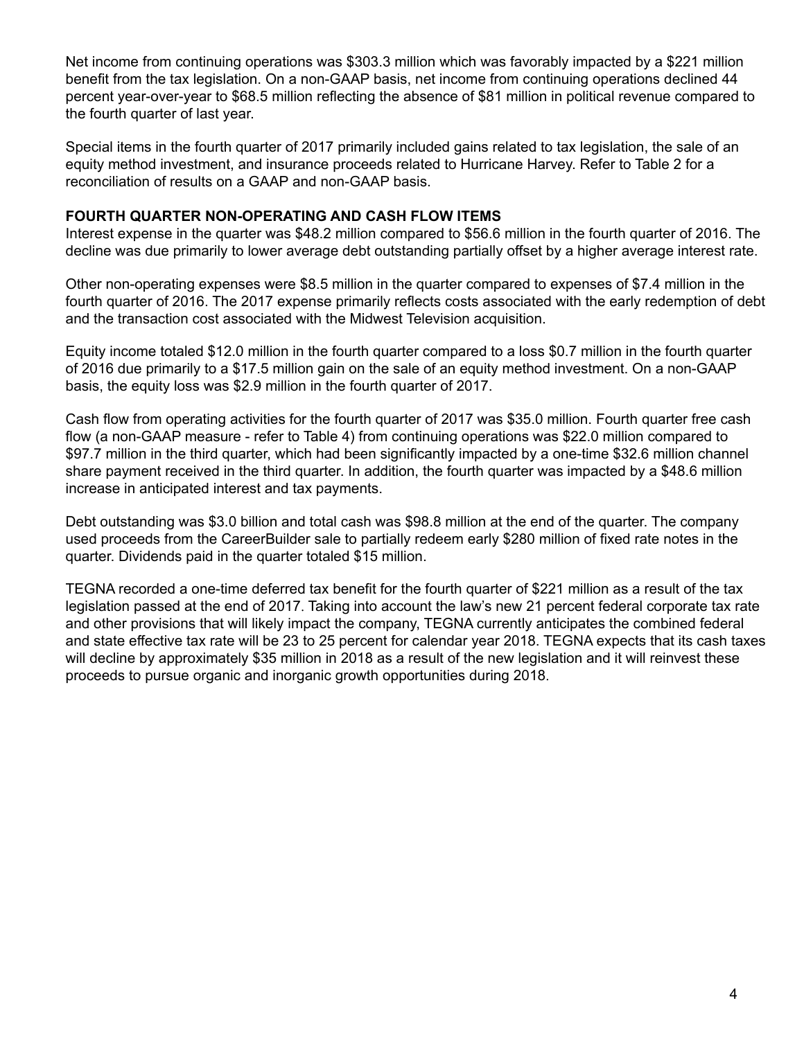Net income from continuing operations was $303.3 million which was favorably impacted by a $221 million benefit from the tax legislation. On a non-GAAP basis, net income from continuing operations declined 44 percent year-over-year to $68.5 million reflecting the absence of $81 million in political revenue compared to the fourth quarter of last year.

Special items in the fourth quarter of 2017 primarily included gains related to tax legislation, the sale of an equity method investment, and insurance proceeds related to Hurricane Harvey. Refer to Table 2 for a reconciliation of results on a GAAP and non-GAAP basis.

**FOURTH QUARTER NON-OPERATING AND CASH FLOW ITEMS**

Interest expense in the quarter was $48.2 million compared to $56.6 million in the fourth quarter of 2016. The decline was due primarily to lower average debt outstanding partially offset by a higher average interest rate.

Other non-operating expenses were $8.5 million in the quarter compared to expenses of $7.4 million in the fourth quarter of 2016. The 2017 expense primarily reflects costs associated with the early redemption of debt and the transaction cost associated with the Midwest Television acquisition.

Equity income totaled $12.0 million in the fourth quarter compared to a loss $0.7 million in the fourth quarter of 2016 due primarily to a $17.5 million gain on the sale of an equity method investment. On a non-GAAP basis, the equity loss was $2.9 million in the fourth quarter of 2017.

Cash flow from operating activities for the fourth quarter of 2017 was $35.0 million. Fourth quarter free cash flow (a non-GAAP measure - refer to Table 4) from continuing operations was $22.0 million compared to $97.7 million in the third quarter, which had been significantly impacted by a one-time $32.6 million channel share payment received in the third quarter. In addition, the fourth quarter was impacted by a $48.6 million increase in anticipated interest and tax payments.

Debt outstanding was $3.0 billion and total cash was $98.8 million at the end of the quarter. The company used proceeds from the CareerBuilder sale to partially redeem early $280 million of fixed rate notes in the quarter. Dividends paid in the quarter totaled $15 million.

TEGNA recorded a one-time deferred tax benefit for the fourth quarter of $221 million as a result of the tax legislation passed at the end of 2017. Taking into account the law's new 21 percent federal corporate tax rate and other provisions that will likely impact the company, TEGNA currently anticipates the combined federal and state effective tax rate will be 23 to 25 percent for calendar year 2018. TEGNA expects that its cash taxes will decline by approximately $35 million in 2018 as a result of the new legislation and it will reinvest these proceeds to pursue organic and inorganic growth opportunities during 2018.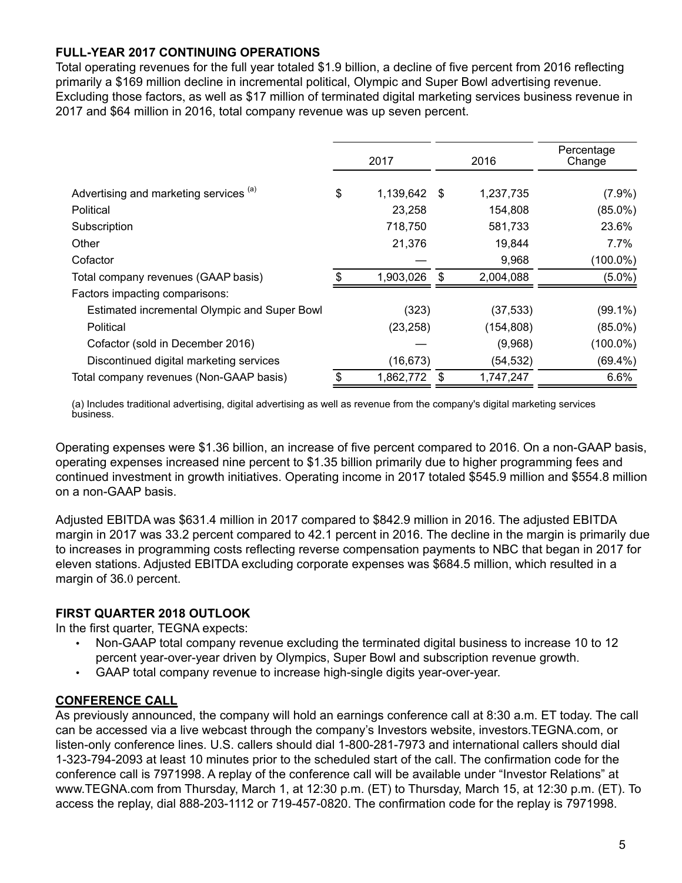**FULL-YEAR 2017 CONTINUING OPERATIONS**

Total operating revenues for the full year totaled $1.9 billion, a decline of five percent from 2016 reflecting primarily a $169 million decline in incremental political, Olympic and Super Bowl advertising revenue. Excluding those factors, as well as $17 million of terminated digital marketing services business revenue in 2017 and $64 million in 2016, total company revenue was up seven percent.

| | 2017 | 2016 | Percentage Change |
|---|---|---|---|
| Advertising and marketing services [(a)] | $ 1,139,642 | $ 1,237,735 | (7.9%) |
| Political | 23,258 | 154,808 | (85.0%) |
| Subscription | 718,750 | 581,733 | 23.6% |
| Other | 21,376 | 19,844 | 7.7% |
| Cofactor | — | 9,968 | (100.0%) |
| Total company revenues (GAAP basis) | $ 1,903,026 | $ 2,004,088 | (5.0%) |
| Factors impacting comparisons: | | | |
| Estimated incremental Olympic and Super Bowl | (323) | (37,533) | (99.1%) |
| Political | (23,258) | (154,808) | (85.0%) |
| Cofactor (sold in December 2016) | — | (9,968) | (100.0%) |
| Discontinued digital marketing services | (16,673) | (54,532) | (69.4%) |
| Total company revenues (Non-GAAP basis) | $ 1,862,772 | $ 1,747,247 | 6.6% |

(a) Includes traditional advertising, digital advertising as well as revenue from the company's digital marketing services business.

Operating expenses were $1.36 billion, an increase of five percent compared to 2016. On a non-GAAP basis, operating expenses increased nine percent to $1.35 billion primarily due to higher programming fees and continued investment in growth initiatives. Operating income in 2017 totaled $545.9 million and $554.8 million on a non-GAAP basis.

Adjusted EBITDA was $631.4 million in 2017 compared to $842.9 million in 2016. The adjusted EBITDA margin in 2017 was 33.2 percent compared to 42.1 percent in 2016. The decline in the margin is primarily due to increases in programming costs reflecting reverse compensation payments to NBC that began in 2017 for eleven stations. Adjusted EBITDA excluding corporate expenses was $684.5 million, which resulted in a margin of 36.0 percent.

**FIRST QUARTER 2018 OUTLOOK**

In the first quarter, TEGNA expects:

- Non-GAAP total company revenue excluding the terminated digital business to increase 10 to 12 percent year-over-year driven by Olympics, Super Bowl and subscription revenue growth.
- GAAP total company revenue to increase high-single digits year-over-year.

**CONFERENCE CALL**

As previously announced, the company will hold an earnings conference call at 8:30 a.m. ET today. The call can be accessed via a live webcast through the company's Investors website, investors.TEGNA.com, or listen-only conference lines. U.S. callers should dial 1-800-281-7973 and international callers should dial 1-323-794-2093 at least 10 minutes prior to the scheduled start of the call. The confirmation code for the conference call is 7971998. A replay of the conference call will be available under "Investor Relations" at www.TEGNA.com from Thursday, March 1, at 12:30 p.m. (ET) to Thursday, March 15, at 12:30 p.m. (ET). To access the replay, dial 888-203-1112 or 719-457-0820. The confirmation code for the replay is 7971998.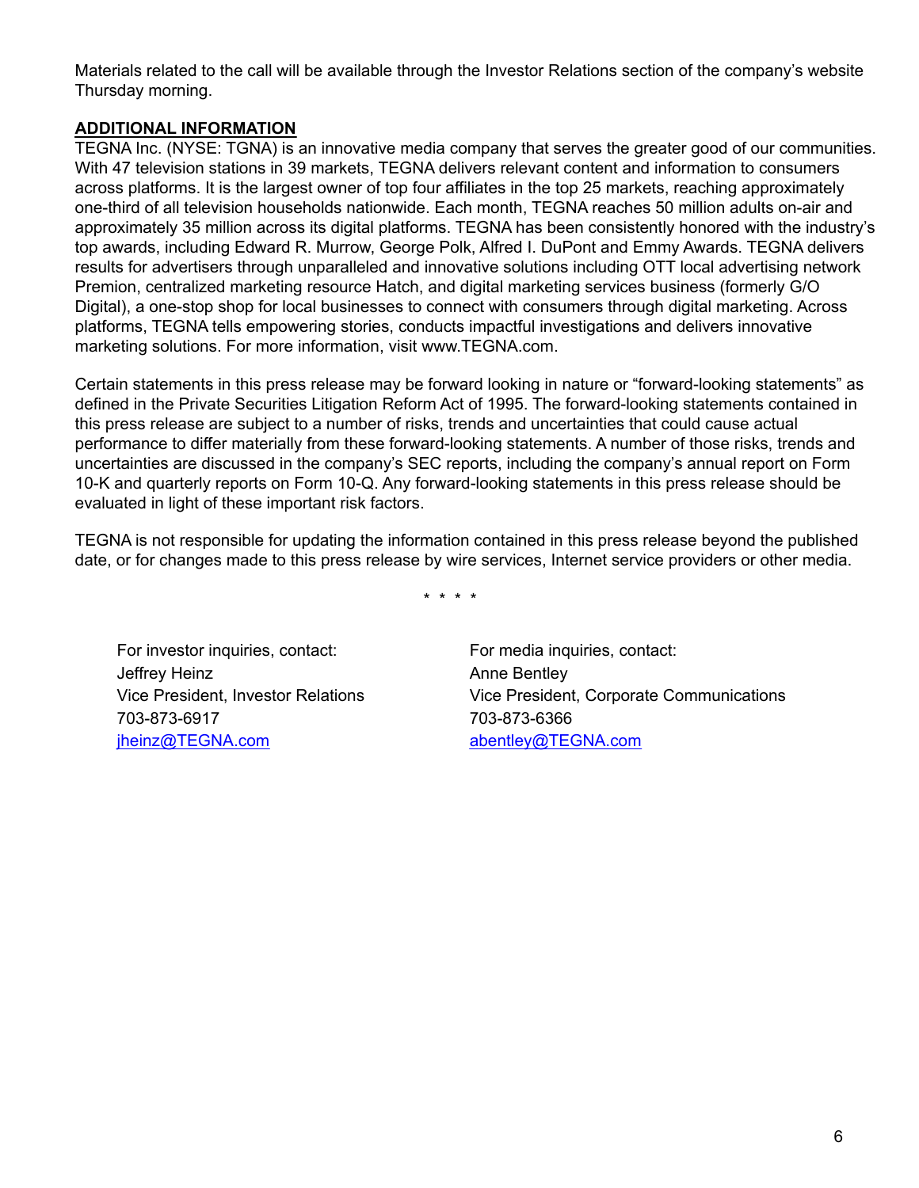Materials related to the call will be available through the Investor Relations section of the company's website Thursday morning.

## ADDITIONAL INFORMATION

TEGNA Inc. (NYSE: TGNA) is an innovative media company that serves the greater good of our communities. With 47 television stations in 39 markets, TEGNA delivers relevant content and information to consumers across platforms. It is the largest owner of top four affiliates in the top 25 markets, reaching approximately one-third of all television households nationwide. Each month, TEGNA reaches 50 million adults on-air and approximately 35 million across its digital platforms. TEGNA has been consistently honored with the industry's top awards, including Edward R. Murrow, George Polk, Alfred I. DuPont and Emmy Awards. TEGNA delivers results for advertisers through unparalleled and innovative solutions including OTT local advertising network Premion, centralized marketing resource Hatch, and digital marketing services business (formerly G/O Digital), a one-stop shop for local businesses to connect with consumers through digital marketing. Across platforms, TEGNA tells empowering stories, conducts impactful investigations and delivers innovative marketing solutions. For more information, visit www.TEGNA.com.

Certain statements in this press release may be forward looking in nature or "forward-looking statements" as defined in the Private Securities Litigation Reform Act of 1995. The forward-looking statements contained in this press release are subject to a number of risks, trends and uncertainties that could cause actual performance to differ materially from these forward-looking statements. A number of those risks, trends and uncertainties are discussed in the company's SEC reports, including the company's annual report on Form 10-K and quarterly reports on Form 10-Q. Any forward-looking statements in this press release should be evaluated in light of these important risk factors.

TEGNA is not responsible for updating the information contained in this press release beyond the published date, or for changes made to this press release by wire services, Internet service providers or other media.

\* \* \* \*

For investor inquiries, contact:
Jeffrey Heinz
Vice President, Investor Relations
703-873-6917
jheinz@TEGNA.com

For media inquiries, contact:
Anne Bentley
Vice President, Corporate Communications
703-873-6366
abentley@TEGNA.com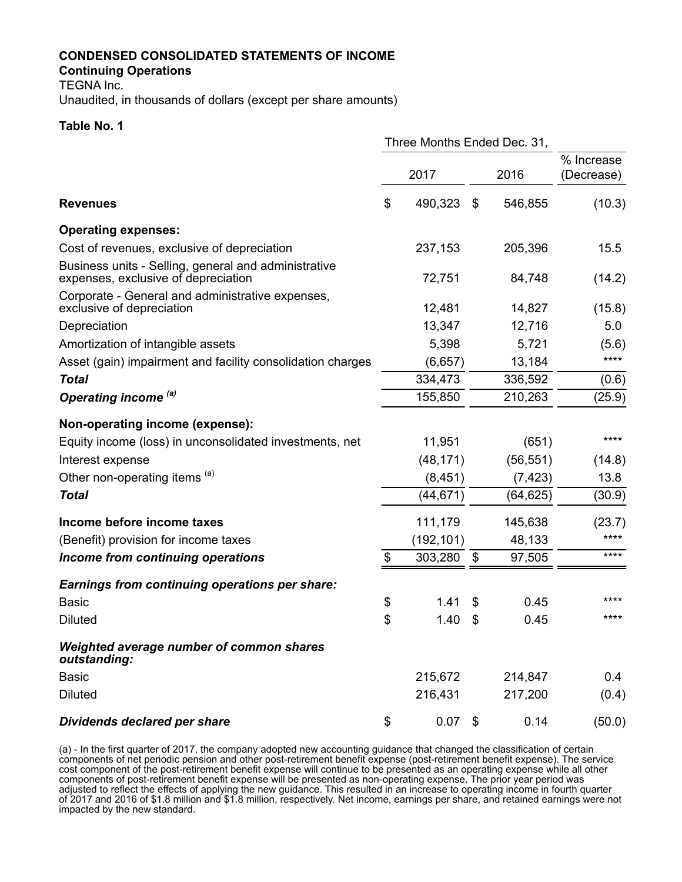**CONDENSED CONSOLIDATED STATEMENTS OF INCOME**

**Continuing Operations**

TEGNA Inc.

Unaudited, in thousands of dollars (except per share amounts)

**Table No. 1**

| | Three Months Ended Dec. 31, | | |
|---|---|---|---|
| | 2017 | 2016 | % Increase (Decrease) |
| **Revenues** | $ 490,323 | $ 546,855 | (10.3) |
| **Operating expenses:** | | | |
| Cost of revenues, exclusive of depreciation | 237,153 | 205,396 | 15.5 |
| Business units - Selling, general and administrative expenses, exclusive of depreciation | 72,751 | 84,748 | (14.2) |
| Corporate - General and administrative expenses, exclusive of depreciation | 12,481 | 14,827 | (15.8) |
| Depreciation | 13,347 | 12,716 | 5.0 |
| Amortization of intangible assets | 5,398 | 5,721 | (5.6) |
| Asset (gain) impairment and facility consolidation charges | (6,657) | 13,184 | **** |
| ***Total*** | 334,473 | 336,592 | (0.6) |
| ***Operating income*** [(a)] | 155,850 | 210,263 | (25.9) |
| **Non-operating income (expense):** | | | |
| Equity income (loss) in unconsolidated investments, net | 11,951 | (651) | **** |
| Interest expense | (48,171) | (56,551) | (14.8) |
| Other non-operating items [(a)] | (8,451) | (7,423) | 13.8 |
| ***Total*** | (44,671) | (64,625) | (30.9) |
| **Income before income taxes** | 111,179 | 145,638 | (23.7) |
| (Benefit) provision for income taxes | (192,101) | 48,133 | **** |
| ***Income from continuing operations*** | $ 303,280 | $ 97,505 | **** |
| ***Earnings from continuing operations per share:*** | | | |
| Basic | $ 1.41 | $ 0.45 | **** |
| Diluted | $ 1.40 | $ 0.45 | **** |
| ***Weighted average number of common shares outstanding:*** | | | |
| Basic | 215,672 | 214,847 | 0.4 |
| Diluted | 216,431 | 217,200 | (0.4) |
| ***Dividends declared per share*** | $ 0.07 | $ 0.14 | (50.0) |

(a) - In the first quarter of 2017, the company adopted new accounting guidance that changed the classification of certain components of net periodic pension and other post-retirement benefit expense (post-retirement benefit expense). The service cost component of the post-retirement benefit expense will continue to be presented as an operating expense while all other components of post-retirement benefit expense will be presented as non-operating expense. The prior year period was adjusted to reflect the effects of applying the new guidance. This resulted in an increase to operating income in fourth quarter of 2017 and 2016 of $1.8 million and $1.8 million, respectively. Net income, earnings per share, and retained earnings were not impacted by the new standard.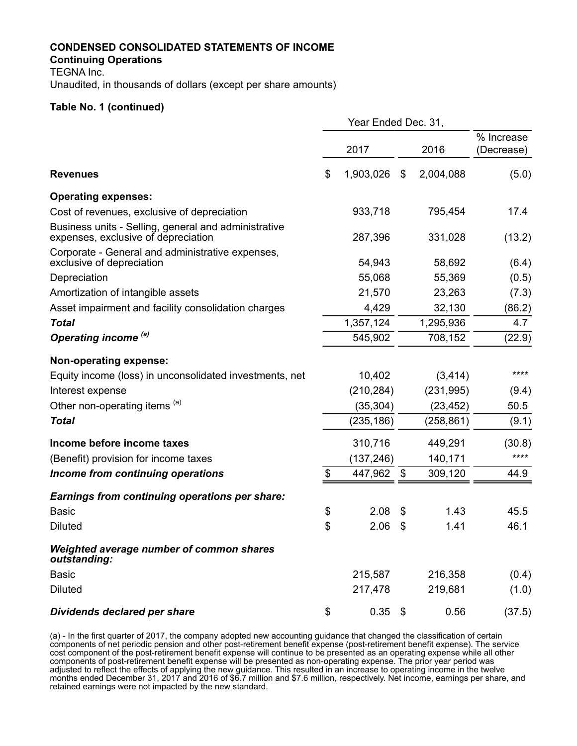**CONDENSED CONSOLIDATED STATEMENTS OF INCOME**

**Continuing Operations**

TEGNA Inc.

Unaudited, in thousands of dollars (except per share amounts)

**Table No. 1 (continued)**

| | Year Ended Dec. 31, | | |
|---|---|---|---|
| | 2017 | 2016 | % Increase (Decrease) |
| **Revenues** | $ 1,903,026 | $ 2,004,088 | (5.0) |
| **Operating expenses:** | | | |
| Cost of revenues, exclusive of depreciation | 933,718 | 795,454 | 17.4 |
| Business units - Selling, general and administrative expenses, exclusive of depreciation | 287,396 | 331,028 | (13.2) |
| Corporate - General and administrative expenses, exclusive of depreciation | 54,943 | 58,692 | (6.4) |
| Depreciation | 55,068 | 55,369 | (0.5) |
| Amortization of intangible assets | 21,570 | 23,263 | (7.3) |
| Asset impairment and facility consolidation charges | 4,429 | 32,130 | (86.2) |
| ***Total*** | 1,357,124 | 1,295,936 | 4.7 |
| ***Operating income*** [(a)] | 545,902 | 708,152 | (22.9) |
| **Non-operating expense:** | | | |
| Equity income (loss) in unconsolidated investments, net | 10,402 | (3,414) | **** |
| Interest expense | (210,284) | (231,995) | (9.4) |
| Other non-operating items [(a)] | (35,304) | (23,452) | 50.5 |
| ***Total*** | (235,186) | (258,861) | (9.1) |
| **Income before income taxes** | 310,716 | 449,291 | (30.8) |
| (Benefit) provision for income taxes | (137,246) | 140,171 | **** |
| ***Income from continuing operations*** | $ 447,962 | $ 309,120 | 44.9 |
| ***Earnings from continuing operations per share:*** | | | |
| Basic | $ 2.08 | $ 1.43 | 45.5 |
| Diluted | $ 2.06 | $ 1.41 | 46.1 |
| ***Weighted average number of common shares outstanding:*** | | | |
| Basic | 215,587 | 216,358 | (0.4) |
| Diluted | 217,478 | 219,681 | (1.0) |
| ***Dividends declared per share*** | $ 0.35 | $ 0.56 | (37.5) |

(a) - In the first quarter of 2017, the company adopted new accounting guidance that changed the classification of certain components of net periodic pension and other post-retirement benefit expense (post-retirement benefit expense). The service cost component of the post-retirement benefit expense will continue to be presented as an operating expense while all other components of post-retirement benefit expense will be presented as non-operating expense. The prior year period was adjusted to reflect the effects of applying the new guidance. This resulted in an increase to operating income in the twelve months ended December 31, 2017 and 2016 of $6.7 million and $7.6 million, respectively. Net income, earnings per share, and retained earnings were not impacted by the new standard.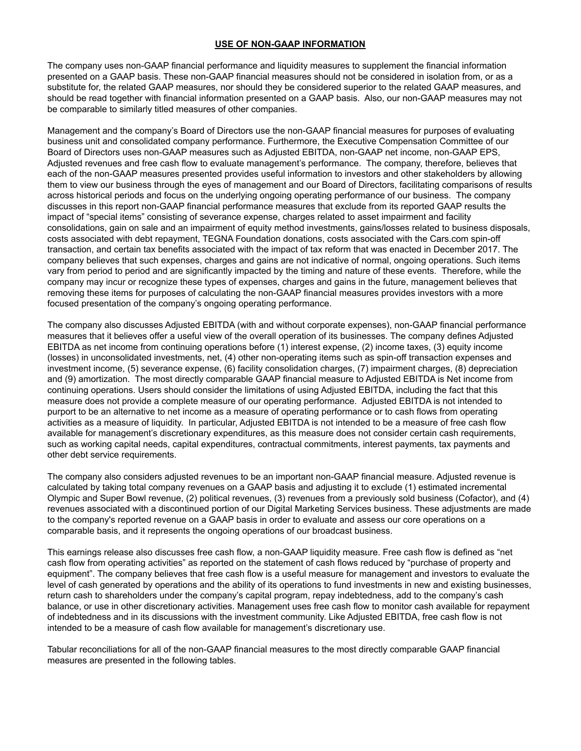## USE OF NON-GAAP INFORMATION

The company uses non-GAAP financial performance and liquidity measures to supplement the financial information presented on a GAAP basis. These non-GAAP financial measures should not be considered in isolation from, or as a substitute for, the related GAAP measures, nor should they be considered superior to the related GAAP measures, and should be read together with financial information presented on a GAAP basis. Also, our non-GAAP measures may not be comparable to similarly titled measures of other companies.

Management and the company's Board of Directors use the non-GAAP financial measures for purposes of evaluating business unit and consolidated company performance. Furthermore, the Executive Compensation Committee of our Board of Directors uses non-GAAP measures such as Adjusted EBITDA, non-GAAP net income, non-GAAP EPS, Adjusted revenues and free cash flow to evaluate management's performance. The company, therefore, believes that each of the non-GAAP measures presented provides useful information to investors and other stakeholders by allowing them to view our business through the eyes of management and our Board of Directors, facilitating comparisons of results across historical periods and focus on the underlying ongoing operating performance of our business. The company discusses in this report non-GAAP financial performance measures that exclude from its reported GAAP results the impact of "special items" consisting of severance expense, charges related to asset impairment and facility consolidations, gain on sale and an impairment of equity method investments, gains/losses related to business disposals, costs associated with debt repayment, TEGNA Foundation donations, costs associated with the Cars.com spin-off transaction, and certain tax benefits associated with the impact of tax reform that was enacted in December 2017. The company believes that such expenses, charges and gains are not indicative of normal, ongoing operations. Such items vary from period to period and are significantly impacted by the timing and nature of these events. Therefore, while the company may incur or recognize these types of expenses, charges and gains in the future, management believes that removing these items for purposes of calculating the non-GAAP financial measures provides investors with a more focused presentation of the company's ongoing operating performance.

The company also discusses Adjusted EBITDA (with and without corporate expenses), non-GAAP financial performance measures that it believes offer a useful view of the overall operation of its businesses. The company defines Adjusted EBITDA as net income from continuing operations before (1) interest expense, (2) income taxes, (3) equity income (losses) in unconsolidated investments, net, (4) other non-operating items such as spin-off transaction expenses and investment income, (5) severance expense, (6) facility consolidation charges, (7) impairment charges, (8) depreciation and (9) amortization. The most directly comparable GAAP financial measure to Adjusted EBITDA is Net income from continuing operations. Users should consider the limitations of using Adjusted EBITDA, including the fact that this measure does not provide a complete measure of our operating performance. Adjusted EBITDA is not intended to purport to be an alternative to net income as a measure of operating performance or to cash flows from operating activities as a measure of liquidity. In particular, Adjusted EBITDA is not intended to be a measure of free cash flow available for management's discretionary expenditures, as this measure does not consider certain cash requirements, such as working capital needs, capital expenditures, contractual commitments, interest payments, tax payments and other debt service requirements.

The company also considers adjusted revenues to be an important non-GAAP financial measure. Adjusted revenue is calculated by taking total company revenues on a GAAP basis and adjusting it to exclude (1) estimated incremental Olympic and Super Bowl revenue, (2) political revenues, (3) revenues from a previously sold business (Cofactor), and (4) revenues associated with a discontinued portion of our Digital Marketing Services business. These adjustments are made to the company's reported revenue on a GAAP basis in order to evaluate and assess our core operations on a comparable basis, and it represents the ongoing operations of our broadcast business.

This earnings release also discusses free cash flow, a non-GAAP liquidity measure. Free cash flow is defined as "net cash flow from operating activities" as reported on the statement of cash flows reduced by "purchase of property and equipment". The company believes that free cash flow is a useful measure for management and investors to evaluate the level of cash generated by operations and the ability of its operations to fund investments in new and existing businesses, return cash to shareholders under the company's capital program, repay indebtedness, add to the company's cash balance, or use in other discretionary activities. Management uses free cash flow to monitor cash available for repayment of indebtedness and in its discussions with the investment community. Like Adjusted EBITDA, free cash flow is not intended to be a measure of cash flow available for management's discretionary use.

Tabular reconciliations for all of the non-GAAP financial measures to the most directly comparable GAAP financial measures are presented in the following tables.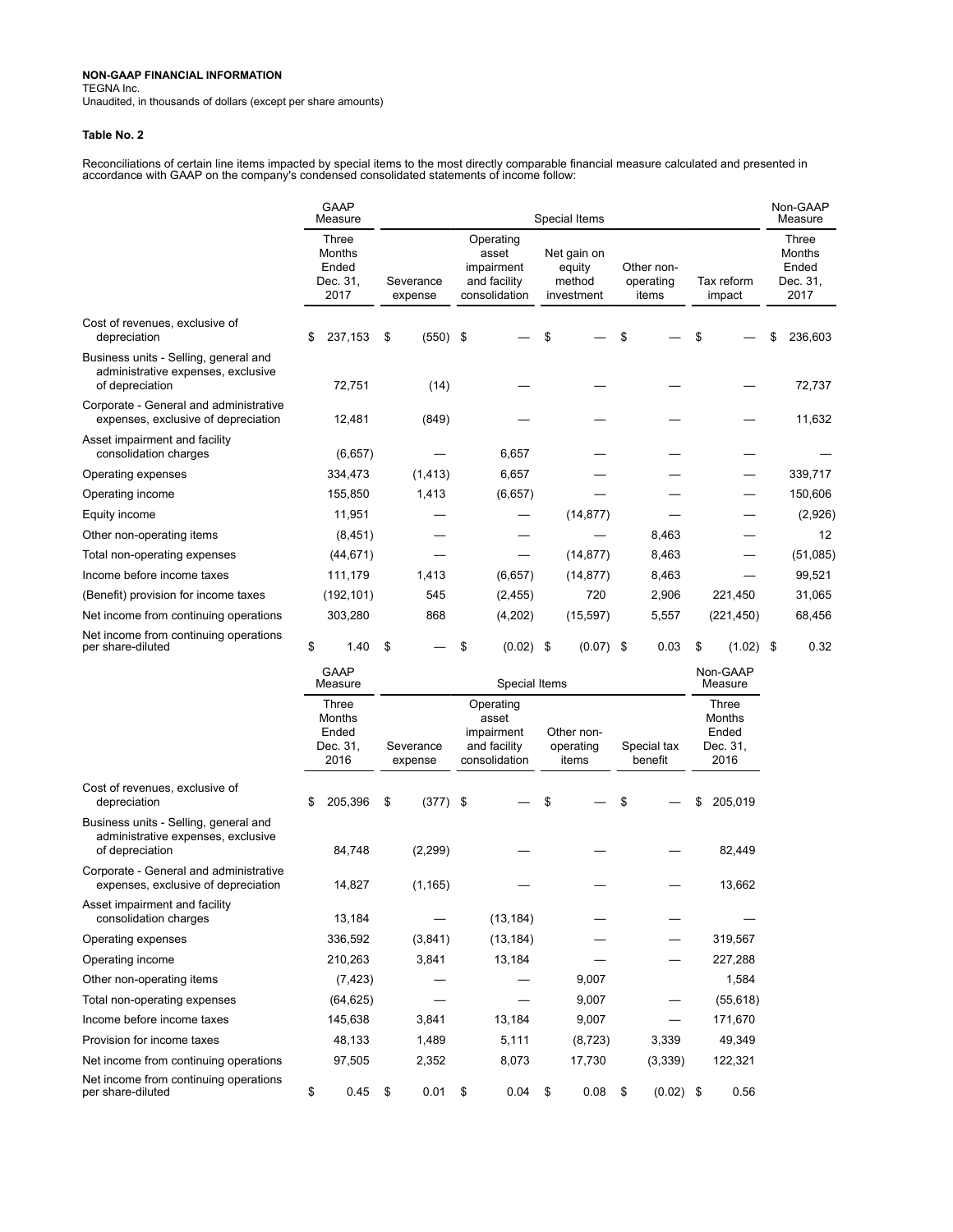**NON-GAAP FINANCIAL INFORMATION**
TEGNA Inc.
Unaudited, in thousands of dollars (except per share amounts)

**Table No. 2**

Reconciliations of certain line items impacted by special items to the most directly comparable financial measure calculated and presented in accordance with GAAP on the company's condensed consolidated statements of income follow:

| | GAAP Measure | Special Items | | | | | Non-GAAP Measure |
|---|---|---|---|---|---|---|---|
| | Three Months Ended Dec. 31, 2017 | Severance expense | Operating asset impairment and facility consolidation | Net gain on equity method investment | Other non-operating items | Tax reform impact | Three Months Ended Dec. 31, 2017 |
| Cost of revenues, exclusive of depreciation | $ 237,153 | $ (550) | $ — | $ — | $ — | $ — | $ 236,603 |
| Business units - Selling, general and administrative expenses, exclusive of depreciation | 72,751 | (14) | — | — | — | — | 72,737 |
| Corporate - General and administrative expenses, exclusive of depreciation | 12,481 | (849) | — | — | — | — | 11,632 |
| Asset impairment and facility consolidation charges | (6,657) | — | 6,657 | — | — | — | — |
| Operating expenses | 334,473 | (1,413) | 6,657 | — | — | — | 339,717 |
| Operating income | 155,850 | 1,413 | (6,657) | — | — | — | 150,606 |
| Equity income | 11,951 | — | — | (14,877) | — | — | (2,926) |
| Other non-operating items | (8,451) | — | — | — | 8,463 | — | 12 |
| Total non-operating expenses | (44,671) | — | — | (14,877) | 8,463 | — | (51,085) |
| Income before income taxes | 111,179 | 1,413 | (6,657) | (14,877) | 8,463 | — | 99,521 |
| (Benefit) provision for income taxes | (192,101) | 545 | (2,455) | 720 | 2,906 | 221,450 | 31,065 |
| Net income from continuing operations | 303,280 | 868 | (4,202) | (15,597) | 5,557 | (221,450) | 68,456 |
| Net income from continuing operations per share-diluted | $ 1.40 | $ — | $ (0.02) | $ (0.07) | $ 0.03 | $ (1.02) | $ 0.32 |

| | GAAP Measure | Special Items | | | | Non-GAAP Measure |
|---|---|---|---|---|---|---|
| | Three Months Ended Dec. 31, 2016 | Severance expense | Operating asset impairment and facility consolidation | Other non-operating items | Special tax benefit | Three Months Ended Dec. 31, 2016 |
| Cost of revenues, exclusive of depreciation | $ 205,396 | $ (377) | $ — | $ — | $ — | $ 205,019 |
| Business units - Selling, general and administrative expenses, exclusive of depreciation | 84,748 | (2,299) | — | — | — | 82,449 |
| Corporate - General and administrative expenses, exclusive of depreciation | 14,827 | (1,165) | — | — | — | 13,662 |
| Asset impairment and facility consolidation charges | 13,184 | — | (13,184) | — | — | — |
| Operating expenses | 336,592 | (3,841) | (13,184) | — | — | 319,567 |
| Operating income | 210,263 | 3,841 | 13,184 | — | — | 227,288 |
| Other non-operating items | (7,423) | — | — | 9,007 | — | 1,584 |
| Total non-operating expenses | (64,625) | — | — | 9,007 | — | (55,618) |
| Income before income taxes | 145,638 | 3,841 | 13,184 | 9,007 | — | 171,670 |
| Provision for income taxes | 48,133 | 1,489 | 5,111 | (8,723) | 3,339 | 49,349 |
| Net income from continuing operations | 97,505 | 2,352 | 8,073 | 17,730 | (3,339) | 122,321 |
| Net income from continuing operations per share-diluted | $ 0.45 | $ 0.01 | $ 0.04 | $ 0.08 | $ (0.02) | $ 0.56 |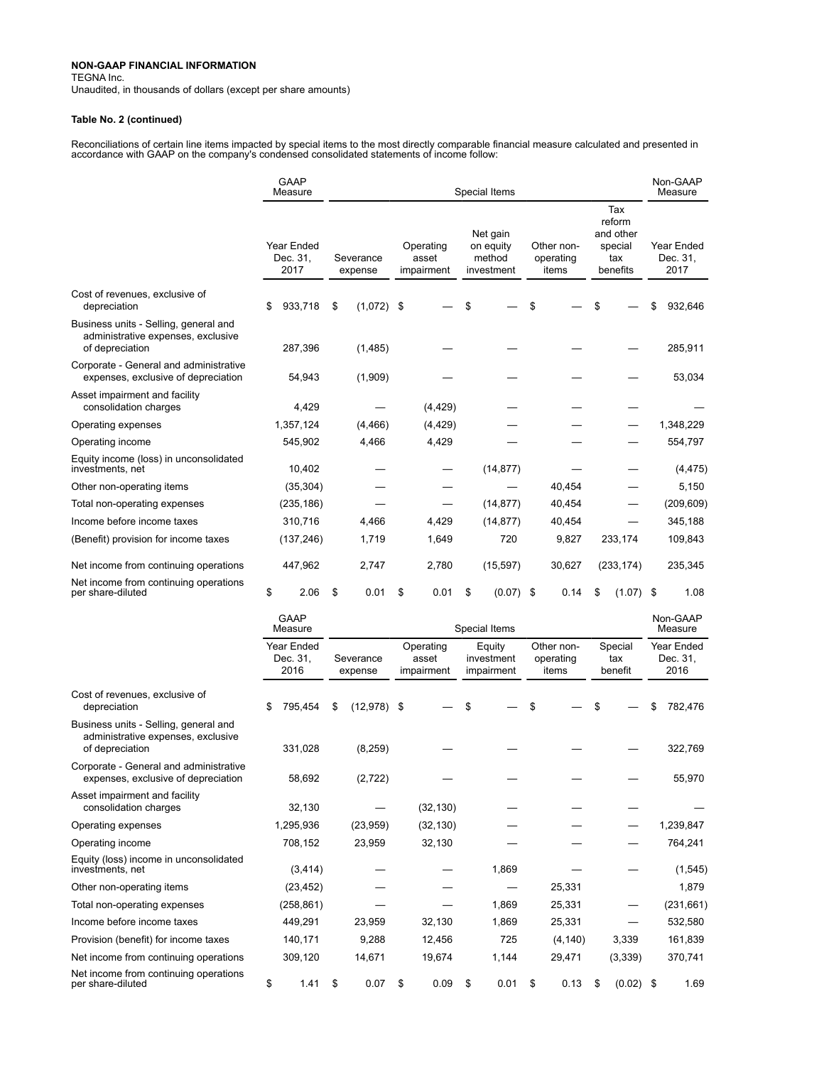**NON-GAAP FINANCIAL INFORMATION**

TEGNA Inc.

Unaudited, in thousands of dollars (except per share amounts)

**Table No. 2 (continued)**

Reconciliations of certain line items impacted by special items to the most directly comparable financial measure calculated and presented in accordance with GAAP on the company's condensed consolidated statements of income follow:

| | GAAP Measure | Special Items | | | | | Non-GAAP Measure |
|---|---|---|---|---|---|---|---|
| | Year Ended Dec. 31, 2017 | Severance expense | Operating asset impairment | Net gain on equity method investment | Other non-operating items | Tax reform and other special tax benefits | Year Ended Dec. 31, 2017 |
| Cost of revenues, exclusive of depreciation | $ 933,718 | $ (1,072) | $ — | $ — | $ — | $ — | $ 932,646 |
| Business units - Selling, general and administrative expenses, exclusive of depreciation | 287,396 | (1,485) | — | — | — | — | 285,911 |
| Corporate - General and administrative expenses, exclusive of depreciation | 54,943 | (1,909) | — | — | — | — | 53,034 |
| Asset impairment and facility consolidation charges | 4,429 | — | (4,429) | — | — | — | — |
| Operating expenses | 1,357,124 | (4,466) | (4,429) | — | — | — | 1,348,229 |
| Operating income | 545,902 | 4,466 | 4,429 | — | — | — | 554,797 |
| Equity income (loss) in unconsolidated investments, net | 10,402 | — | — | (14,877) | — | — | (4,475) |
| Other non-operating items | (35,304) | — | — | — | 40,454 | — | 5,150 |
| Total non-operating expenses | (235,186) | — | — | (14,877) | 40,454 | — | (209,609) |
| Income before income taxes | 310,716 | 4,466 | 4,429 | (14,877) | 40,454 | — | 345,188 |
| (Benefit) provision for income taxes | (137,246) | 1,719 | 1,649 | 720 | 9,827 | 233,174 | 109,843 |
| Net income from continuing operations | 447,962 | 2,747 | 2,780 | (15,597) | 30,627 | (233,174) | 235,345 |
| Net income from continuing operations per share-diluted | $ 2.06 | $ 0.01 | $ 0.01 | $ (0.07) | $ 0.14 | $ (1.07) | $ 1.08 |

| | GAAP Measure | Special Items | | | | | Non-GAAP Measure |
|---|---|---|---|---|---|---|---|
| | Year Ended Dec. 31, 2016 | Severance expense | Operating asset impairment | Equity investment impairment | Other non-operating items | Special tax benefit | Year Ended Dec. 31, 2016 |
| Cost of revenues, exclusive of depreciation | $ 795,454 | $ (12,978) | $ — | $ — | $ — | $ — | $ 782,476 |
| Business units - Selling, general and administrative expenses, exclusive of depreciation | 331,028 | (8,259) | — | — | — | — | 322,769 |
| Corporate - General and administrative expenses, exclusive of depreciation | 58,692 | (2,722) | — | — | — | — | 55,970 |
| Asset impairment and facility consolidation charges | 32,130 | — | (32,130) | — | — | — | — |
| Operating expenses | 1,295,936 | (23,959) | (32,130) | — | — | — | 1,239,847 |
| Operating income | 708,152 | 23,959 | 32,130 | — | — | — | 764,241 |
| Equity (loss) income in unconsolidated investments, net | (3,414) | — | — | 1,869 | — | — | (1,545) |
| Other non-operating items | (23,452) | — | — | — | 25,331 | | 1,879 |
| Total non-operating expenses | (258,861) | — | — | 1,869 | 25,331 | — | (231,661) |
| Income before income taxes | 449,291 | 23,959 | 32,130 | 1,869 | 25,331 | — | 532,580 |
| Provision (benefit) for income taxes | 140,171 | 9,288 | 12,456 | 725 | (4,140) | 3,339 | 161,839 |
| Net income from continuing operations | 309,120 | 14,671 | 19,674 | 1,144 | 29,471 | (3,339) | 370,741 |
| Net income from continuing operations per share-diluted | $ 1.41 | $ 0.07 | $ 0.09 | $ 0.01 | $ 0.13 | $ (0.02) | $ 1.69 |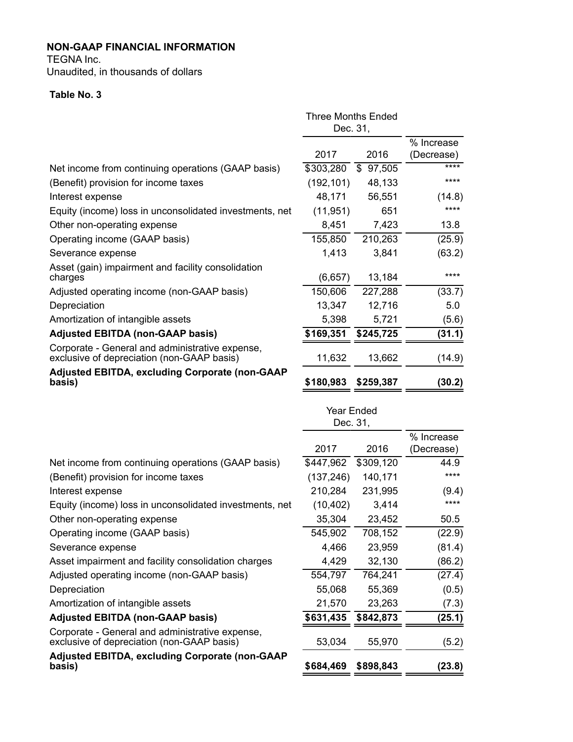**NON-GAAP FINANCIAL INFORMATION**

TEGNA Inc.

Unaudited, in thousands of dollars

**Table No. 3**

| | Three Months Ended Dec. 31, | | |
|---|---|---|---|
| | 2017 | 2016 | % Increase (Decrease) |
| Net income from continuing operations (GAAP basis) | $303,280 | $ 97,505 | **** |
| (Benefit) provision for income taxes | (192,101) | 48,133 | **** |
| Interest expense | 48,171 | 56,551 | (14.8) |
| Equity (income) loss in unconsolidated investments, net | (11,951) | 651 | **** |
| Other non-operating expense | 8,451 | 7,423 | 13.8 |
| Operating income (GAAP basis) | 155,850 | 210,263 | (25.9) |
| Severance expense | 1,413 | 3,841 | (63.2) |
| Asset (gain) impairment and facility consolidation charges | (6,657) | 13,184 | **** |
| Adjusted operating income (non-GAAP basis) | 150,606 | 227,288 | (33.7) |
| Depreciation | 13,347 | 12,716 | 5.0 |
| Amortization of intangible assets | 5,398 | 5,721 | (5.6) |
| **Adjusted EBITDA (non-GAAP basis)** | **$169,351** | **$245,725** | **(31.1)** |
| Corporate - General and administrative expense, exclusive of depreciation (non-GAAP basis) | 11,632 | 13,662 | (14.9) |
| **Adjusted EBITDA, excluding Corporate (non-GAAP basis)** | **$180,983** | **$259,387** | **(30.2)** |

| | Year Ended Dec. 31, | | |
|---|---|---|---|
| | 2017 | 2016 | % Increase (Decrease) |
| Net income from continuing operations (GAAP basis) | $447,962 | $309,120 | 44.9 |
| (Benefit) provision for income taxes | (137,246) | 140,171 | **** |
| Interest expense | 210,284 | 231,995 | (9.4) |
| Equity (income) loss in unconsolidated investments, net | (10,402) | 3,414 | **** |
| Other non-operating expense | 35,304 | 23,452 | 50.5 |
| Operating income (GAAP basis) | 545,902 | 708,152 | (22.9) |
| Severance expense | 4,466 | 23,959 | (81.4) |
| Asset impairment and facility consolidation charges | 4,429 | 32,130 | (86.2) |
| Adjusted operating income (non-GAAP basis) | 554,797 | 764,241 | (27.4) |
| Depreciation | 55,068 | 55,369 | (0.5) |
| Amortization of intangible assets | 21,570 | 23,263 | (7.3) |
| **Adjusted EBITDA (non-GAAP basis)** | **$631,435** | **$842,873** | **(25.1)** |
| Corporate - General and administrative expense, exclusive of depreciation (non-GAAP basis) | 53,034 | 55,970 | (5.2) |
| **Adjusted EBITDA, excluding Corporate (non-GAAP basis)** | **$684,469** | **$898,843** | **(23.8)** |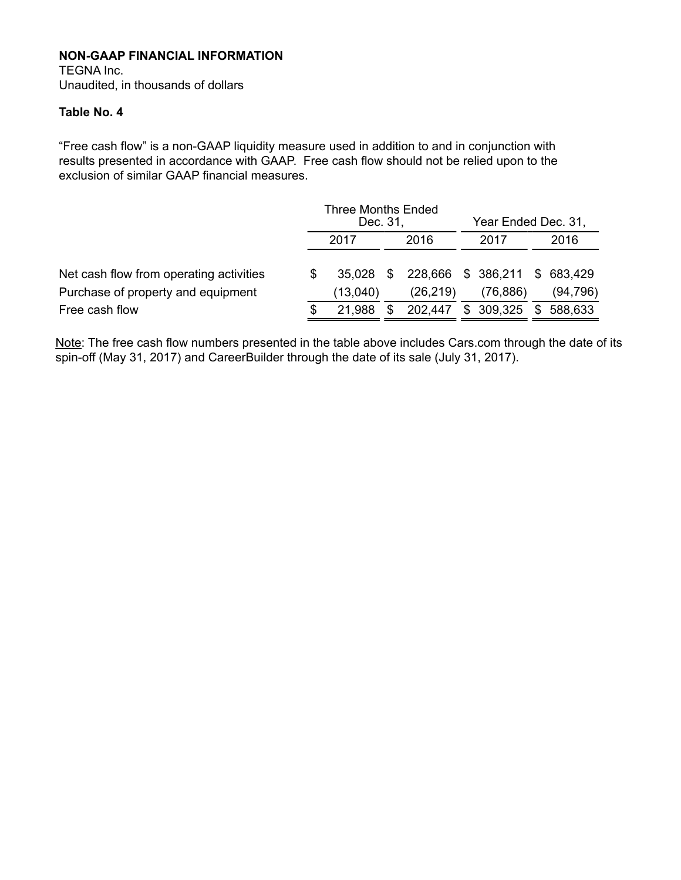**NON-GAAP FINANCIAL INFORMATION**

TEGNA Inc.

Unaudited, in thousands of dollars

**Table No. 4**

“Free cash flow” is a non-GAAP liquidity measure used in addition to and in conjunction with results presented in accordance with GAAP. Free cash flow should not be relied upon to the exclusion of similar GAAP financial measures.

| | Three Months Ended Dec. 31, | | Year Ended Dec. 31, | |
|---|---|---|---|---|
| | 2017 | 2016 | 2017 | 2016 |
| Net cash flow from operating activities | $ 35,028 | $ 228,666 | $ 386,211 | $ 683,429 |
| Purchase of property and equipment | (13,040) | (26,219) | (76,886) | (94,796) |
| Free cash flow | $ 21,988 | $ 202,447 | $ 309,325 | $ 588,633 |

Note: The free cash flow numbers presented in the table above includes Cars.com through the date of its spin-off (May 31, 2017) and CareerBuilder through the date of its sale (July 31, 2017).